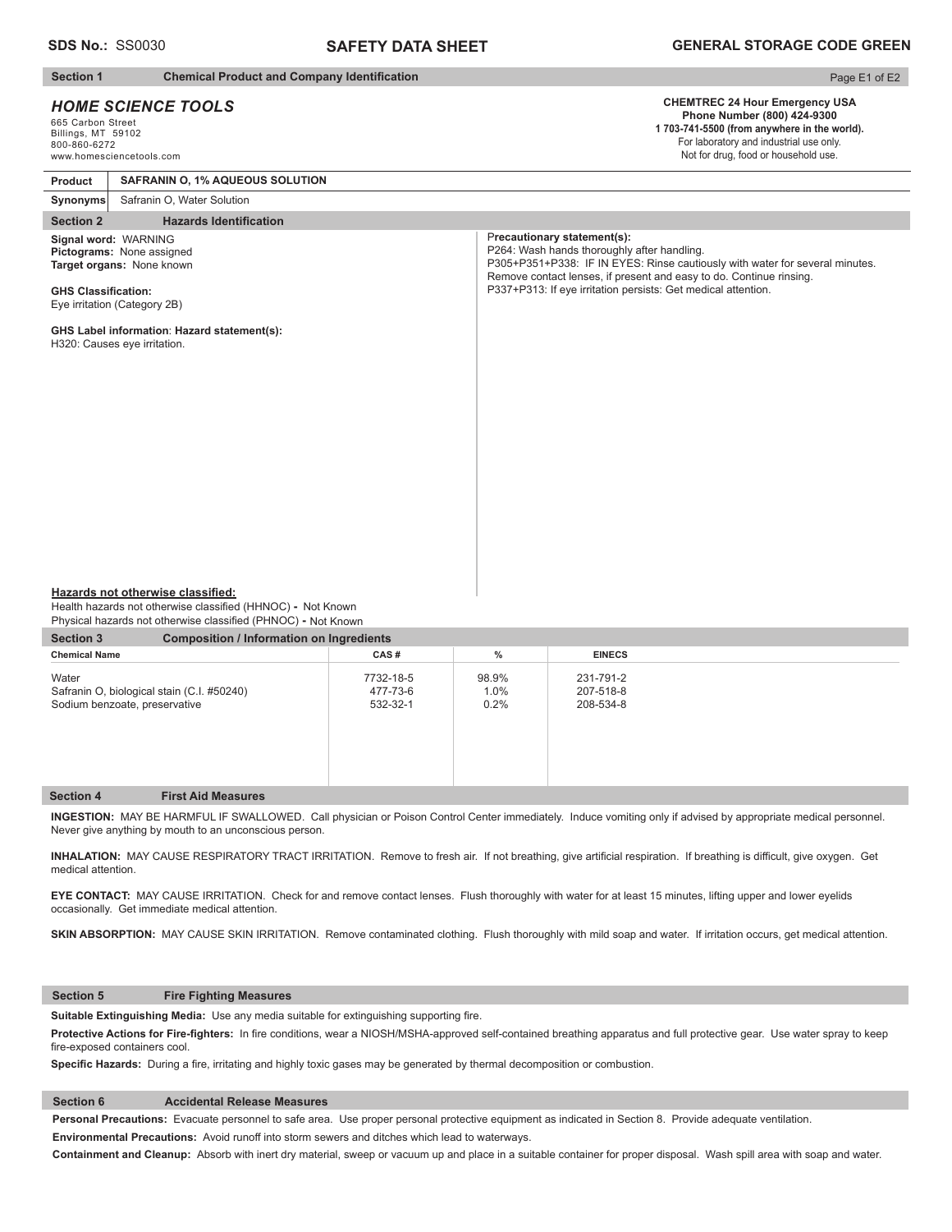**SDS No.:** SS0030 **SAFETY DATA SHEET** **GENERAL STORAGE CODE GREEN**

## Section 1 Chemical Product and Company Identification

***HOME SCIENCE TOOLS***
665 Carbon Street
Billings, MT 59102
800-860-6272
www.homesciencetools.com

**CHEMTREC 24 Hour Emergency USA**
**Phone Number (800) 424-9300**
**1 703-741-5500 (from anywhere in the world).**
For laboratory and industrial use only.
Not for drug, food or household use.

| | |
|---|---|
| **Product** | **SAFRANIN O, 1% AQUEOUS SOLUTION** |
| **Synonyms** | Safranin O, Water Solution |

## Section 2 Hazards Identification

**Signal word:** WARNING
**Pictograms:** None assigned
**Target organs:** None known

**GHS Classification:**
Eye irritation (Category 2B)

**GHS Label information**: **Hazard statement(s):**
H320: Causes eye irritation.

**Precautionary statement(s):**
P264: Wash hands thoroughly after handling.
P305+P351+P338: IF IN EYES: Rinse cautiously with water for several minutes. Remove contact lenses, if present and easy to do. Continue rinsing.
P337+P313: If eye irritation persists: Get medical attention.

**Hazards not otherwise classified:**
Health hazards not otherwise classified (HHNOC) - Not Known
Physical hazards not otherwise classified (PHNOC) - Not Known

## Section 3 Composition / Information on Ingredients

| Chemical Name | CAS # | % | EINECS |
|---|---|---|---|
| Water | 7732-18-5 | 98.9% | 231-791-2 |
| Safranin O, biological stain (C.I. #50240) | 477-73-6 | 1.0% | 207-518-8 |
| Sodium benzoate, preservative | 532-32-1 | 0.2% | 208-534-8 |

## Section 4 First Aid Measures

**INGESTION:** MAY BE HARMFUL IF SWALLOWED. Call physician or Poison Control Center immediately. Induce vomiting only if advised by appropriate medical personnel. Never give anything by mouth to an unconscious person.

**INHALATION:** MAY CAUSE RESPIRATORY TRACT IRRITATION. Remove to fresh air. If not breathing, give artificial respiration. If breathing is difficult, give oxygen. Get medical attention.

**EYE CONTACT:** MAY CAUSE IRRITATION. Check for and remove contact lenses. Flush thoroughly with water for at least 15 minutes, lifting upper and lower eyelids occasionally. Get immediate medical attention.

**SKIN ABSORPTION:** MAY CAUSE SKIN IRRITATION. Remove contaminated clothing. Flush thoroughly with mild soap and water. If irritation occurs, get medical attention.

## Section 5 Fire Fighting Measures

**Suitable Extinguishing Media:** Use any media suitable for extinguishing supporting fire.

**Protective Actions for Fire-fighters:** In fire conditions, wear a NIOSH/MSHA-approved self-contained breathing apparatus and full protective gear. Use water spray to keep fire-exposed containers cool.

**Specific Hazards:** During a fire, irritating and highly toxic gases may be generated by thermal decomposition or combustion.

## Section 6 Accidental Release Measures

**Personal Precautions:** Evacuate personnel to safe area. Use proper personal protective equipment as indicated in Section 8. Provide adequate ventilation.

**Environmental Precautions:** Avoid runoff into storm sewers and ditches which lead to waterways.

**Containment and Cleanup:** Absorb with inert dry material, sweep or vacuum up and place in a suitable container for proper disposal. Wash spill area with soap and water.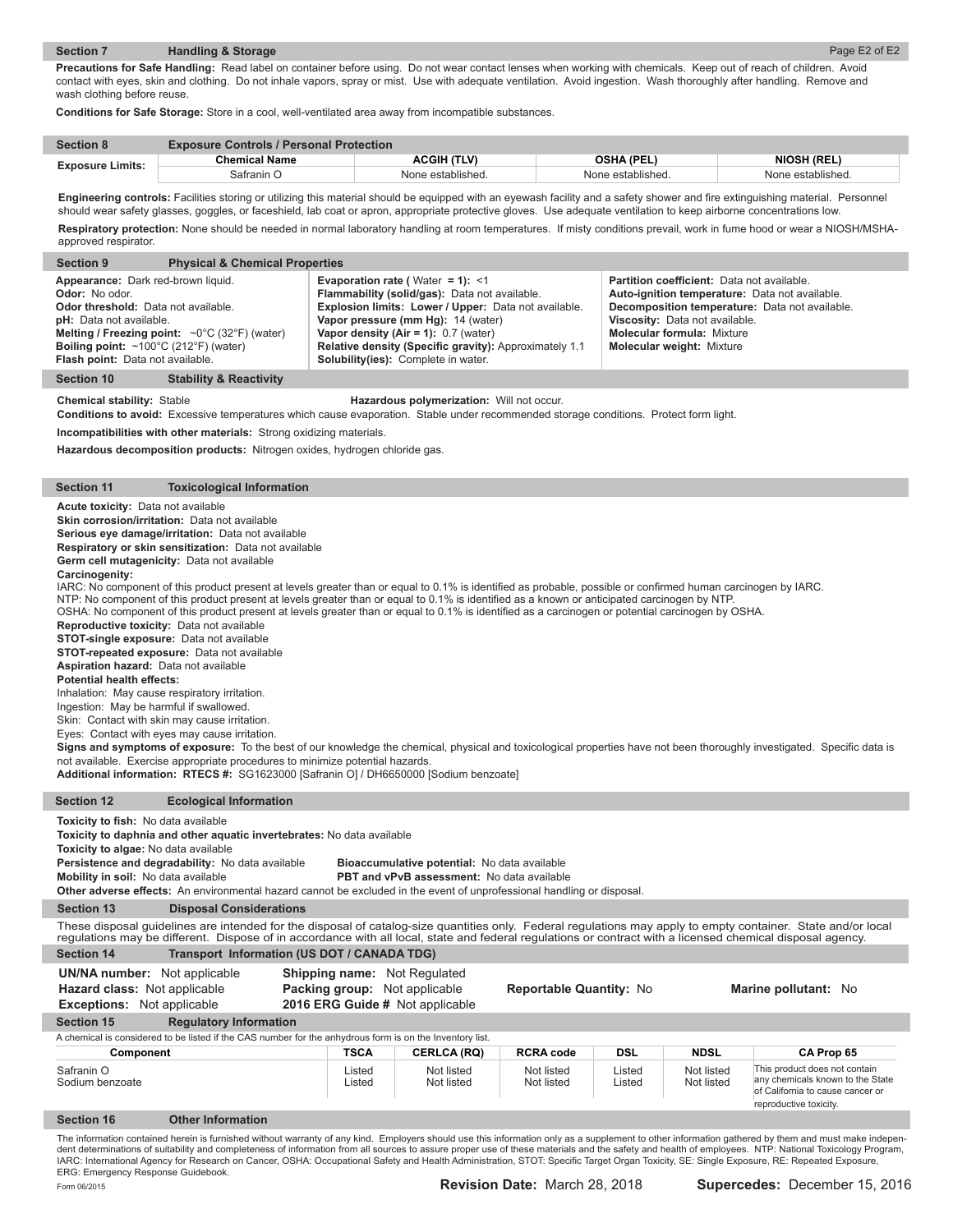## Section 7 Handling & Storage

**Precautions for Safe Handling:** Read label on container before using. Do not wear contact lenses when working with chemicals. Keep out of reach of children. Avoid contact with eyes, skin and clothing. Do not inhale vapors, spray or mist. Use with adequate ventilation. Avoid ingestion. Wash thoroughly after handling. Remove and wash clothing before reuse.

**Conditions for Safe Storage:** Store in a cool, well-ventilated area away from incompatible substances.

## Section 8 Exposure Controls / Personal Protection

| Exposure Limits: | Chemical Name | ACGIH (TLV) | OSHA (PEL) | NIOSH (REL) |
|---|---|---|---|---|
| | Safranin O | None established. | None established. | None established. |

**Engineering controls:** Facilities storing or utilizing this material should be equipped with an eyewash facility and a safety shower and fire extinguishing material. Personnel should wear safety glasses, goggles, or faceshield, lab coat or apron, appropriate protective gloves. Use adequate ventilation to keep airborne concentrations low.

**Respiratory protection:** None should be needed in normal laboratory handling at room temperatures. If misty conditions prevail, work in fume hood or wear a NIOSH/MSHA-approved respirator.

## Section 9 Physical & Chemical Properties

**Appearance:** Dark red-brown liquid.
**Odor:** No odor.
**Odor threshold:** Data not available.
**pH:** Data not available.
**Melting / Freezing point:** ~0°C (32°F) (water)
**Boiling point:** ~100°C (212°F) (water)
**Flash point:** Data not available.

**Evaporation rate ( Water = 1):** <1
**Flammability (solid/gas):** Data not available.
**Explosion limits: Lower / Upper:** Data not available.
**Vapor pressure (mm Hg):** 14 (water)
**Vapor density (Air = 1):** 0.7 (water)
**Relative density (Specific gravity):** Approximately 1.1
**Solubility(ies):** Complete in water.

**Partition coefficient:** Data not available.
**Auto-ignition temperature:** Data not available.
**Decomposition temperature:** Data not available.
**Viscosity:** Data not available.
**Molecular formula:** Mixture
**Molecular weight:** Mixture

## Section 10 Stability & Reactivity

**Chemical stability:** Stable **Hazardous polymerization:** Will not occur.

**Conditions to avoid:** Excessive temperatures which cause evaporation. Stable under recommended storage conditions. Protect form light.

**Incompatibilities with other materials:** Strong oxidizing materials.

**Hazardous decomposition products:** Nitrogen oxides, hydrogen chloride gas.

## Section 11 Toxicological Information

**Acute toxicity:** Data not available
**Skin corrosion/irritation:** Data not available
**Serious eye damage/irritation:** Data not available
**Respiratory or skin sensitization:** Data not available
**Germ cell mutagenicity:** Data not available
**Carcinogenity:**
IARC: No component of this product present at levels greater than or equal to 0.1% is identified as probable, possible or confirmed human carcinogen by IARC.
NTP: No component of this product present at levels greater than or equal to 0.1% is identified as a known or anticipated carcinogen by NTP.
OSHA: No component of this product present at levels greater than or equal to 0.1% is identified as a carcinogen or potential carcinogen by OSHA.
**Reproductive toxicity:** Data not available
**STOT-single exposure:** Data not available
**STOT-repeated exposure:** Data not available
**Aspiration hazard:** Data not available
**Potential health effects:**
Inhalation: May cause respiratory irritation.
Ingestion: May be harmful if swallowed.
Skin: Contact with skin may cause irritation.
Eyes: Contact with eyes may cause irritation.
**Signs and symptoms of exposure:** To the best of our knowledge the chemical, physical and toxicological properties have not been thoroughly investigated. Specific data is not available. Exercise appropriate procedures to minimize potential hazards.
**Additional information: RTECS #:** SG1623000 [Safranin O] / DH6650000 [Sodium benzoate]

## Section 12 Ecological Information

**Toxicity to fish:** No data available
**Toxicity to daphnia and other aquatic invertebrates:** No data available
**Toxicity to algae:** No data available
**Persistence and degradability:** No data available
**Bioaccumulative potential:** No data available
**Mobility in soil:** No data available
**PBT and vPvB assessment:** No data available
**Other adverse effects:** An environmental hazard cannot be excluded in the event of unprofessional handling or disposal.

## Section 13 Disposal Considerations

These disposal guidelines are intended for the disposal of catalog-size quantities only. Federal regulations may apply to empty container. State and/or local regulations may be different. Dispose of in accordance with all local, state and federal regulations or contract with a licensed chemical disposal agency.

## Section 14 Transport Information (US DOT / CANADA TDG)

**UN/NA number:** Not applicable
**Hazard class:** Not applicable
**Exceptions:** Not applicable
**Shipping name:** Not Regulated
**Packing group:** Not applicable
**2016 ERG Guide #** Not applicable
**Reportable Quantity:** No
**Marine pollutant:** No

## Section 15 Regulatory Information

A chemical is considered to be listed if the CAS number for the anhydrous form is on the Inventory list.

| Component | TSCA | CERLCA (RQ) | RCRA code | DSL | NDSL | CA Prop 65 |
|---|---|---|---|---|---|---|
| Safranin O | Listed | Not listed | Not listed | Listed | Not listed | This product does not contain any chemicals known to the State of California to cause cancer or reproductive toxicity. |
| Sodium benzoate | Listed | Not listed | Not listed | Listed | Not listed | |

## Section 16 Other Information

The information contained herein is furnished without warranty of any kind. Employers should use this information only as a supplement to other information gathered by them and must make independent determinations of suitability and completeness of information from all sources to assure proper use of these materials and the safety and health of employees. NTP: National Toxicology Program, IARC: International Agency for Research on Cancer, OSHA: Occupational Safety and Health Administration, STOT: Specific Target Organ Toxicity, SE: Single Exposure, RE: Repeated Exposure, ERG: Emergency Response Guidebook.

Form 06/2015 **Revision Date:** March 28, 2018 **Supercedes:** December 15, 2016